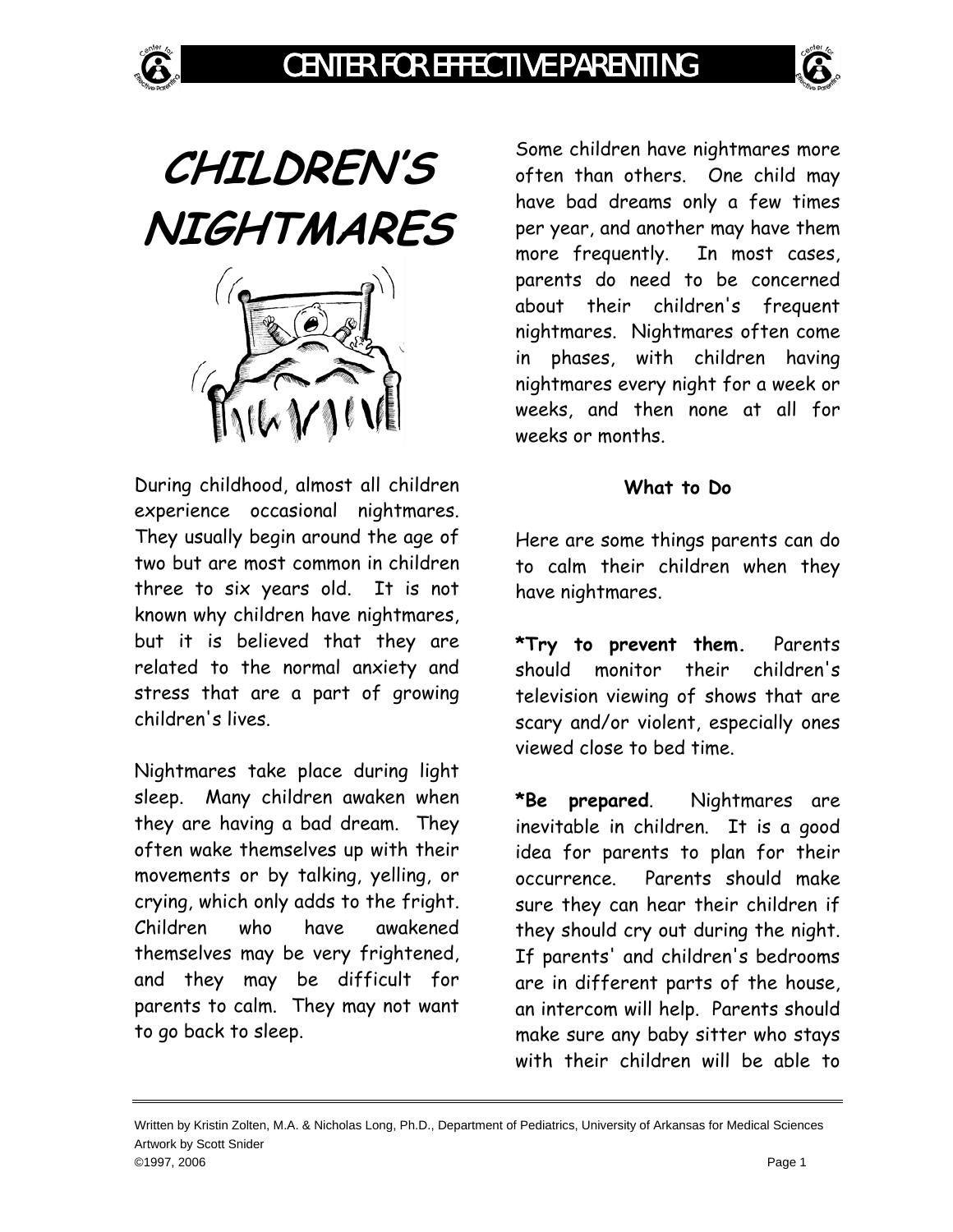# CHILDREN'S NIGHTMARES

During childhood, almost all children experience occasional nightmares. They usually begin around the age of two but are most common in children three to six years old. It is not known why children have nightmares, but it is believed that they are related to the normal anxiety and stress that are a part of growing children's lives.

Nightmares take place during light sleep. Many children awaken when they are having a bad dream. They often wake themselves up with their movements or by talking, yelling, or crying, which only adds to the fright. Children who have awakened themselves may be very frightened, and they may be difficult for parents to calm. They may not want to go back to sleep.

Some children have nightmares more often than others. One child may have bad dreams only a few times per year, and another may have them more frequently. In most cases, parents do need to be concerned about their children's frequent nightmares. Nightmares often come in phases, with children having nightmares every night for a week or weeks, and then none at all for weeks or months.

**What to Do**

Here are some things parents can do to calm their children when they have nightmares.

**\*Try to prevent them.** Parents should monitor their children's television viewing of shows that are scary and/or violent, especially ones viewed close to bed time.

**\*Be prepared**. Nightmares are inevitable in children. It is a good idea for parents to plan for their occurrence. Parents should make sure they can hear their children if they should cry out during the night. If parents' and children's bedrooms are in different parts of the house, an intercom will help. Parents should make sure any baby sitter who stays with their children will be able to

Written by Kristin Zolten, M.A. & Nicholas Long, Ph.D., Department of Pediatrics, University of Arkansas for Medical Sciences
Artwork by Scott Snider
©1997, 2006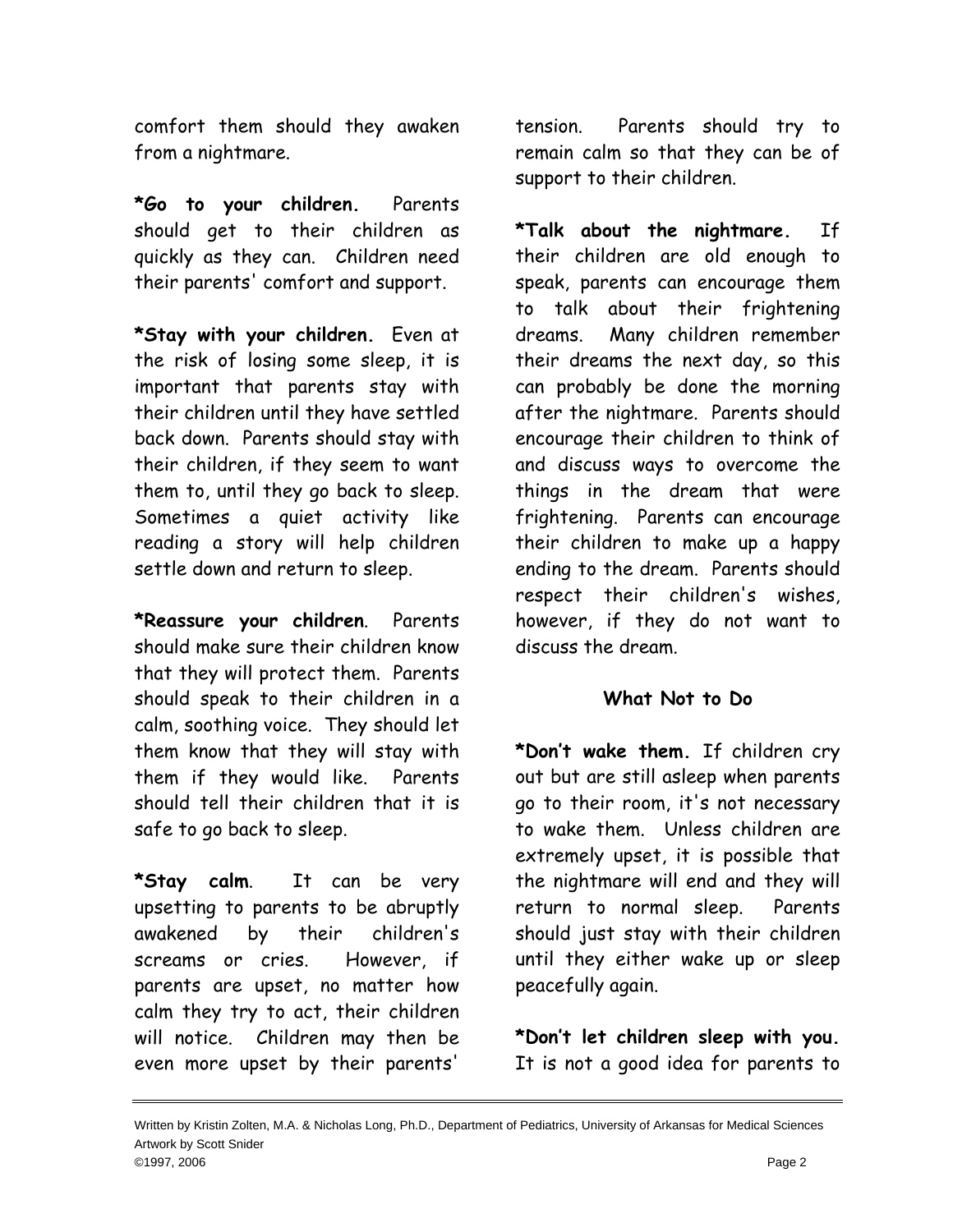comfort them should they awaken from a nightmare.

**\*Go to your children.** Parents should get to their children as quickly as they can. Children need their parents' comfort and support.

**\*Stay with your children.** Even at the risk of losing some sleep, it is important that parents stay with their children until they have settled back down. Parents should stay with their children, if they seem to want them to, until they go back to sleep. Sometimes a quiet activity like reading a story will help children settle down and return to sleep.

**\*Reassure your children**. Parents should make sure their children know that they will protect them. Parents should speak to their children in a calm, soothing voice. They should let them know that they will stay with them if they would like. Parents should tell their children that it is safe to go back to sleep.

**\*Stay calm**. It can be very upsetting to parents to be abruptly awakened by their children's screams or cries. However, if parents are upset, no matter how calm they try to act, their children will notice. Children may then be even more upset by their parents' tension. Parents should try to remain calm so that they can be of support to their children.

**\*Talk about the nightmare.** If their children are old enough to speak, parents can encourage them to talk about their frightening dreams. Many children remember their dreams the next day, so this can probably be done the morning after the nightmare. Parents should encourage their children to think of and discuss ways to overcome the things in the dream that were frightening. Parents can encourage their children to make up a happy ending to the dream. Parents should respect their children's wishes, however, if they do not want to discuss the dream.

### What Not to Do

**\*Don't wake them.** If children cry out but are still asleep when parents go to their room, it's not necessary to wake them. Unless children are extremely upset, it is possible that the nightmare will end and they will return to normal sleep. Parents should just stay with their children until they either wake up or sleep peacefully again.

**\*Don't let children sleep with you.** It is not a good idea for parents to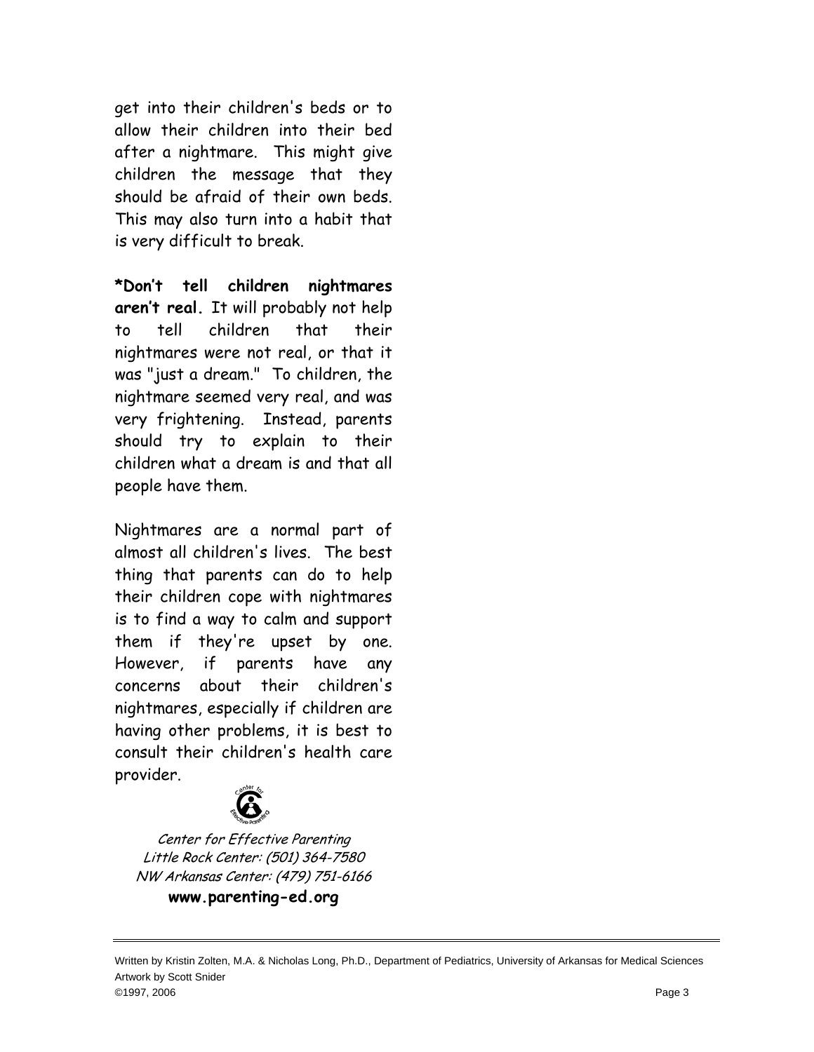get into their children's beds or to allow their children into their bed after a nightmare. This might give children the message that they should be afraid of their own beds. This may also turn into a habit that is very difficult to break.

**\*Don't tell children nightmares aren't real.** It will probably not help to tell children that their nightmares were not real, or that it was "just a dream." To children, the nightmare seemed very real, and was very frightening. Instead, parents should try to explain to their children what a dream is and that all people have them.

Nightmares are a normal part of almost all children's lives. The best thing that parents can do to help their children cope with nightmares is to find a way to calm and support them if they're upset by one. However, if parents have any concerns about their children's nightmares, especially if children are having other problems, it is best to consult their children's health care provider.

*Center for Effective Parenting*
*Little Rock Center: (501) 364-7580*
*NW Arkansas Center: (479) 751-6166*
**www.parenting-ed.org**

Written by Kristin Zolten, M.A. & Nicholas Long, Ph.D., Department of Pediatrics, University of Arkansas for Medical Sciences
Artwork by Scott Snider
©1997, 2006